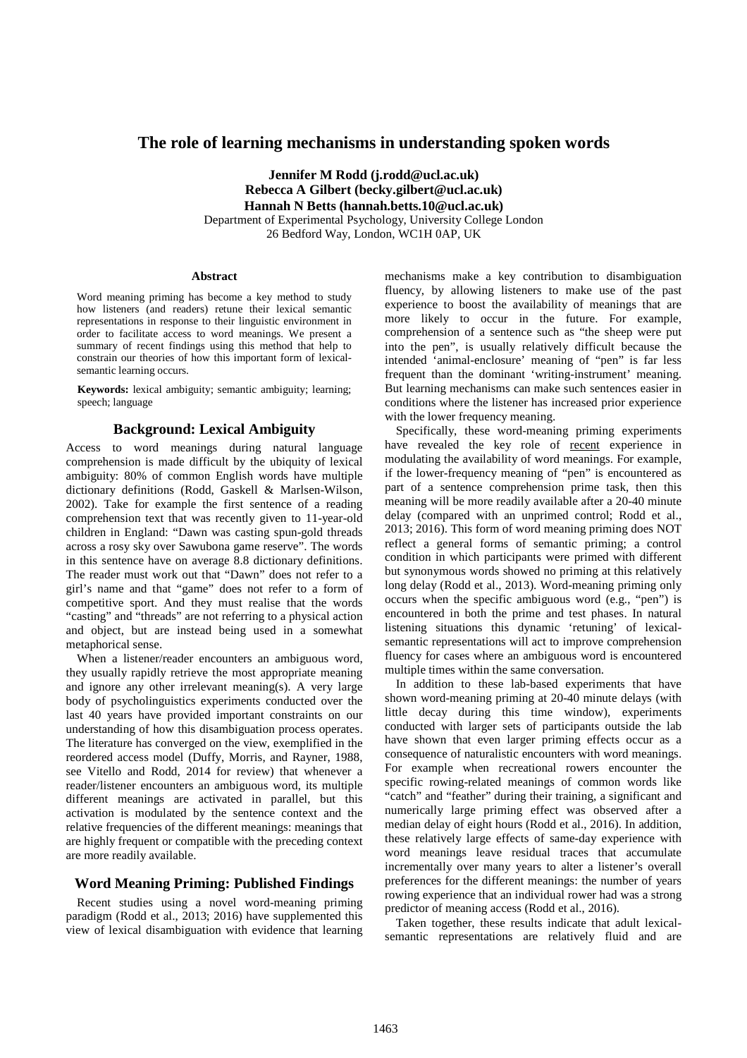# The role of learning mechanisms in understanding spoken words

**Jennifer M Rodd (j.rodd@ucl.ac.uk)**
**Rebecca A Gilbert (becky.gilbert@ucl.ac.uk)**
**Hannah N Betts (hannah.betts.10@ucl.ac.uk)**
Department of Experimental Psychology, University College London
26 Bedford Way, London, WC1H 0AP, UK

## Abstract

Word meaning priming has become a key method to study how listeners (and readers) retune their lexical semantic representations in response to their linguistic environment in order to facilitate access to word meanings. We present a summary of recent findings using this method that help to constrain our theories of how this important form of lexical-semantic learning occurs.

**Keywords:** lexical ambiguity; semantic ambiguity; learning; speech; language

## Background: Lexical Ambiguity

Access to word meanings during natural language comprehension is made difficult by the ubiquity of lexical ambiguity: 80% of common English words have multiple dictionary definitions (Rodd, Gaskell & Marlsen-Wilson, 2002). Take for example the first sentence of a reading comprehension text that was recently given to 11-year-old children in England: "Dawn was casting spun-gold threads across a rosy sky over Sawubona game reserve". The words in this sentence have on average 8.8 dictionary definitions. The reader must work out that "Dawn" does not refer to a girl's name and that "game" does not refer to a form of competitive sport. And they must realise that the words "casting" and "threads" are not referring to a physical action and object, but are instead being used in a somewhat metaphorical sense.

When a listener/reader encounters an ambiguous word, they usually rapidly retrieve the most appropriate meaning and ignore any other irrelevant meaning(s). A very large body of psycholinguistics experiments conducted over the last 40 years have provided important constraints on our understanding of how this disambiguation process operates. The literature has converged on the view, exemplified in the reordered access model (Duffy, Morris, and Rayner, 1988, see Vitello and Rodd, 2014 for review) that whenever a reader/listener encounters an ambiguous word, its multiple different meanings are activated in parallel, but this activation is modulated by the sentence context and the relative frequencies of the different meanings: meanings that are highly frequent or compatible with the preceding context are more readily available.

## Word Meaning Priming: Published Findings

Recent studies using a novel word-meaning priming paradigm (Rodd et al., 2013; 2016) have supplemented this view of lexical disambiguation with evidence that learning mechanisms make a key contribution to disambiguation fluency, by allowing listeners to make use of the past experience to boost the availability of meanings that are more likely to occur in the future. For example, comprehension of a sentence such as "the sheep were put into the pen", is usually relatively difficult because the intended 'animal-enclosure' meaning of "pen" is far less frequent than the dominant 'writing-instrument' meaning. But learning mechanisms can make such sentences easier in conditions where the listener has increased prior experience with the lower frequency meaning.

Specifically, these word-meaning priming experiments have revealed the key role of recent experience in modulating the availability of word meanings. For example, if the lower-frequency meaning of "pen" is encountered as part of a sentence comprehension prime task, then this meaning will be more readily available after a 20-40 minute delay (compared with an unprimed control; Rodd et al., 2013; 2016). This form of word meaning priming does NOT reflect a general forms of semantic priming; a control condition in which participants were primed with different but synonymous words showed no priming at this relatively long delay (Rodd et al., 2013). Word-meaning priming only occurs when the specific ambiguous word (e.g., "pen") is encountered in both the prime and test phases. In natural listening situations this dynamic 'retuning' of lexical-semantic representations will act to improve comprehension fluency for cases where an ambiguous word is encountered multiple times within the same conversation.

In addition to these lab-based experiments that have shown word-meaning priming at 20-40 minute delays (with little decay during this time window), experiments conducted with larger sets of participants outside the lab have shown that even larger priming effects occur as a consequence of naturalistic encounters with word meanings. For example when recreational rowers encounter the specific rowing-related meanings of common words like "catch" and "feather" during their training, a significant and numerically large priming effect was observed after a median delay of eight hours (Rodd et al., 2016). In addition, these relatively large effects of same-day experience with word meanings leave residual traces that accumulate incrementally over many years to alter a listener's overall preferences for the different meanings: the number of years rowing experience that an individual rower had was a strong predictor of meaning access (Rodd et al., 2016).

Taken together, these results indicate that adult lexical-semantic representations are relatively fluid and are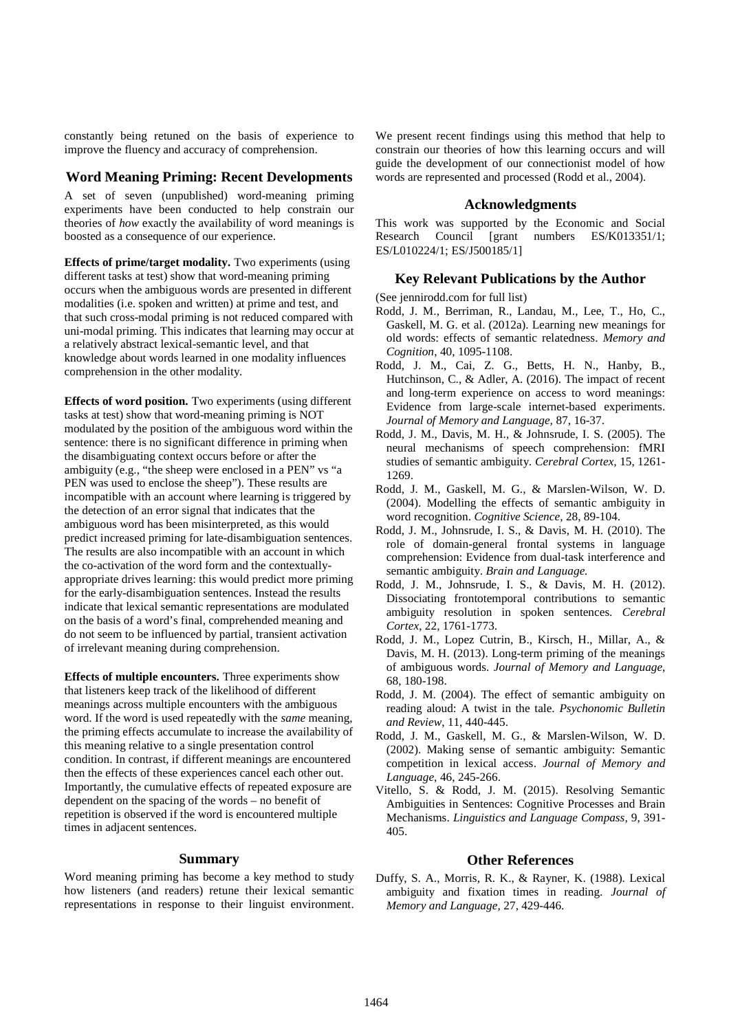constantly being retuned on the basis of experience to improve the fluency and accuracy of comprehension.

## Word Meaning Priming: Recent Developments

A set of seven (unpublished) word-meaning priming experiments have been conducted to help constrain our theories of *how* exactly the availability of word meanings is boosted as a consequence of our experience.

**Effects of prime/target modality.** Two experiments (using different tasks at test) show that word-meaning priming occurs when the ambiguous words are presented in different modalities (i.e. spoken and written) at prime and test, and that such cross-modal priming is not reduced compared with uni-modal priming. This indicates that learning may occur at a relatively abstract lexical-semantic level, and that knowledge about words learned in one modality influences comprehension in the other modality.

**Effects of word position.** Two experiments (using different tasks at test) show that word-meaning priming is NOT modulated by the position of the ambiguous word within the sentence: there is no significant difference in priming when the disambiguating context occurs before or after the ambiguity (e.g., "the sheep were enclosed in a PEN" vs "a PEN was used to enclose the sheep"). These results are incompatible with an account where learning is triggered by the detection of an error signal that indicates that the ambiguous word has been misinterpreted, as this would predict increased priming for late-disambiguation sentences. The results are also incompatible with an account in which the co-activation of the word form and the contextually-appropriate drives learning: this would predict more priming for the early-disambiguation sentences. Instead the results indicate that lexical semantic representations are modulated on the basis of a word's final, comprehended meaning and do not seem to be influenced by partial, transient activation of irrelevant meaning during comprehension.

**Effects of multiple encounters.** Three experiments show that listeners keep track of the likelihood of different meanings across multiple encounters with the ambiguous word. If the word is used repeatedly with the *same* meaning, the priming effects accumulate to increase the availability of this meaning relative to a single presentation control condition. In contrast, if different meanings are encountered then the effects of these experiences cancel each other out. Importantly, the cumulative effects of repeated exposure are dependent on the spacing of the words – no benefit of repetition is observed if the word is encountered multiple times in adjacent sentences.

## Summary

Word meaning priming has become a key method to study how listeners (and readers) retune their lexical semantic representations in response to their linguist environment. We present recent findings using this method that help to constrain our theories of how this learning occurs and will guide the development of our connectionist model of how words are represented and processed (Rodd et al., 2004).

## Acknowledgments

This work was supported by the Economic and Social Research Council [grant numbers ES/K013351/1; ES/L010224/1; ES/J500185/1]

## Key Relevant Publications by the Author

(See jennirodd.com for full list)

Rodd, J. M., Berriman, R., Landau, M., Lee, T., Ho, C., Gaskell, M. G. et al. (2012a). Learning new meanings for old words: effects of semantic relatedness. *Memory and Cognition*, 40, 1095-1108.

Rodd, J. M., Cai, Z. G., Betts, H. N., Hanby, B., Hutchinson, C., & Adler, A. (2016). The impact of recent and long-term experience on access to word meanings: Evidence from large-scale internet-based experiments. *Journal of Memory and Language,* 87, 16-37.

Rodd, J. M., Davis, M. H., & Johnsrude, I. S. (2005). The neural mechanisms of speech comprehension: fMRI studies of semantic ambiguity. *Cerebral Cortex,* 15, 1261-1269.

Rodd, J. M., Gaskell, M. G., & Marslen-Wilson, W. D. (2004). Modelling the effects of semantic ambiguity in word recognition. *Cognitive Science,* 28, 89-104.

Rodd, J. M., Johnsrude, I. S., & Davis, M. H. (2010). The role of domain-general frontal systems in language comprehension: Evidence from dual-task interference and semantic ambiguity. *Brain and Language.*

Rodd, J. M., Johnsrude, I. S., & Davis, M. H. (2012). Dissociating frontotemporal contributions to semantic ambiguity resolution in spoken sentences. *Cerebral Cortex*, 22, 1761-1773.

Rodd, J. M., Lopez Cutrin, B., Kirsch, H., Millar, A., & Davis, M. H. (2013). Long-term priming of the meanings of ambiguous words. *Journal of Memory and Language,* 68, 180-198.

Rodd, J. M. (2004). The effect of semantic ambiguity on reading aloud: A twist in the tale. *Psychonomic Bulletin and Review*, 11, 440-445.

Rodd, J. M., Gaskell, M. G., & Marslen-Wilson, W. D. (2002). Making sense of semantic ambiguity: Semantic competition in lexical access. *Journal of Memory and Language*, 46, 245-266.

Vitello, S. & Rodd, J. M. (2015). Resolving Semantic Ambiguities in Sentences: Cognitive Processes and Brain Mechanisms. *Linguistics and Language Compass,* 9, 391-405.

## Other References

Duffy, S. A., Morris, R. K., & Rayner, K. (1988). Lexical ambiguity and fixation times in reading. *Journal of Memory and Language,* 27, 429-446.